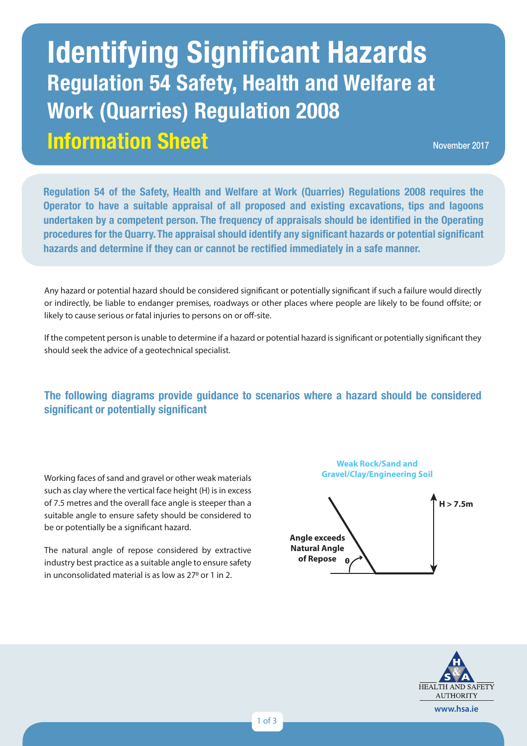# Identifying Significant Hazards

## Regulation 54 Safety, Health and Welfare at Work (Quarries) Regulation 2008

## Information Sheet

November 2017

**Regulation 54 of the Safety, Health and Welfare at Work (Quarries) Regulations 2008 requires the Operator to have a suitable appraisal of all proposed and existing excavations, tips and lagoons undertaken by a competent person. The frequency of appraisals should be identified in the Operating procedures for the Quarry. The appraisal should identify any significant hazards or potential significant hazards and determine if they can or cannot be rectified immediately in a safe manner.**

Any hazard or potential hazard should be considered significant or potentially significant if such a failure would directly or indirectly, be liable to endanger premises, roadways or other places where people are likely to be found offsite; or likely to cause serious or fatal injuries to persons on or off-site.

If the competent person is unable to determine if a hazard or potential hazard is significant or potentially significant they should seek the advice of a geotechnical specialist.

### The following diagrams provide guidance to scenarios where a hazard should be considered significant or potentially significant

Working faces of sand and gravel or other weak materials such as clay where the vertical face height (H) is in excess of 7.5 metres and the overall face angle is steeper than a suitable angle to ensure safety should be considered to be or potentially be a significant hazard.

The natural angle of repose considered by extractive industry best practice as a suitable angle to ensure safety in unconsolidated material is as low as 27º or 1 in 2.

**Weak Rock/Sand and Gravel/Clay/Engineering Soil**

**Angle exceeds Natural Angle of Repose** θ

**H > 7.5m**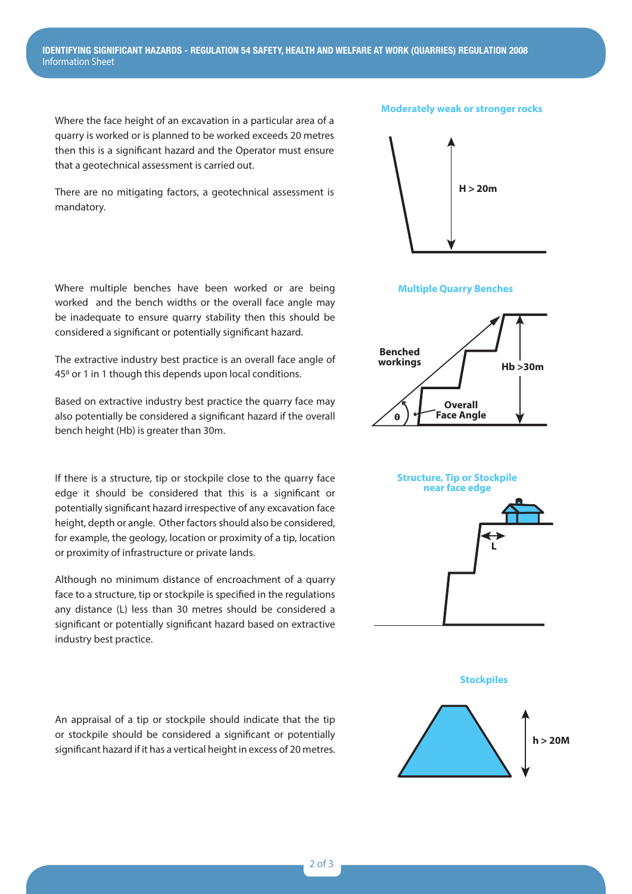Where the face height of an excavation in a particular area of a quarry is worked or is planned to be worked exceeds 20 metres then this is a significant hazard and the Operator must ensure that a geotechnical assessment is carried out.

There are no mitigating factors, a geotechnical assessment is mandatory.

**Moderately weak or stronger rocks**

H > 20m

Where multiple benches have been worked or are being worked and the bench widths or the overall face angle may be inadequate to ensure quarry stability then this should be considered a significant or potentially significant hazard.

The extractive industry best practice is an overall face angle of 45° or 1 in 1 though this depends upon local conditions.

Based on extractive industry best practice the quarry face may also potentially be considered a significant hazard if the overall bench height (Hb) is greater than 30m.

**Multiple Quarry Benches**

Benched workings

Hb >30m

θ

Overall Face Angle

If there is a structure, tip or stockpile close to the quarry face edge it should be considered that this is a significant or potentially significant hazard irrespective of any excavation face height, depth or angle. Other factors should also be considered, for example, the geology, location or proximity of a tip, location or proximity of infrastructure or private lands.

Although no minimum distance of encroachment of a quarry face to a structure, tip or stockpile is specified in the regulations any distance (L) less than 30 metres should be considered a significant or potentially significant hazard based on extractive industry best practice.

**Structure, Tip or Stockpile near face edge**

L

An appraisal of a tip or stockpile should indicate that the tip or stockpile should be considered a significant or potentially significant hazard if it has a vertical height in excess of 20 metres.

**Stockpiles**

h > 20M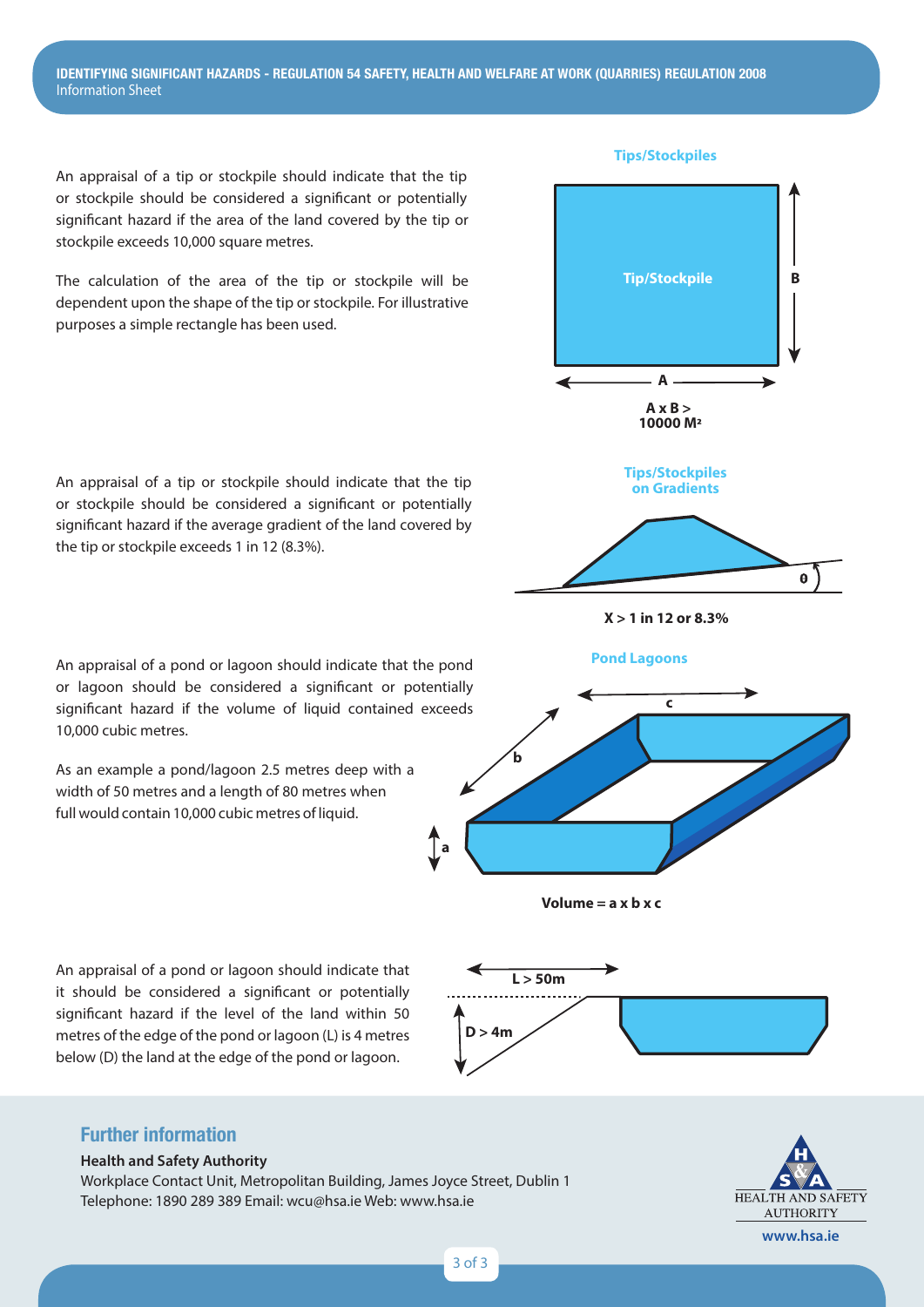An appraisal of a tip or stockpile should indicate that the tip or stockpile should be considered a significant or potentially significant hazard if the area of the land covered by the tip or stockpile exceeds 10,000 square metres.

The calculation of the area of the tip or stockpile will be dependent upon the shape of the tip or stockpile. For illustrative purposes a simple rectangle has been used.

**Tips/Stockpiles**

Tip/Stockpile

A

B

A x B > 10000 M²

An appraisal of a tip or stockpile should indicate that the tip or stockpile should be considered a significant or potentially significant hazard if the average gradient of the land covered by the tip or stockpile exceeds 1 in 12 (8.3%).

**Tips/Stockpiles on Gradients**

θ

X > 1 in 12 or 8.3%

An appraisal of a pond or lagoon should indicate that the pond or lagoon should be considered a significant or potentially significant hazard if the volume of liquid contained exceeds 10,000 cubic metres.

As an example a pond/lagoon 2.5 metres deep with a width of 50 metres and a length of 80 metres when full would contain 10,000 cubic metres of liquid.

**Pond Lagoons**

a

b

c

Volume = a x b x c

An appraisal of a pond or lagoon should indicate that it should be considered a significant or potentially significant hazard if the level of the land within 50 metres of the edge of the pond or lagoon (L) is 4 metres below (D) the land at the edge of the pond or lagoon.

L > 50m

D > 4m

## Further information

**Health and Safety Authority**
Workplace Contact Unit, Metropolitan Building, James Joyce Street, Dublin 1
Telephone: 1890 289 389 Email: wcu@hsa.ie Web: www.hsa.ie

HEALTH AND SAFETY AUTHORITY
www.hsa.ie